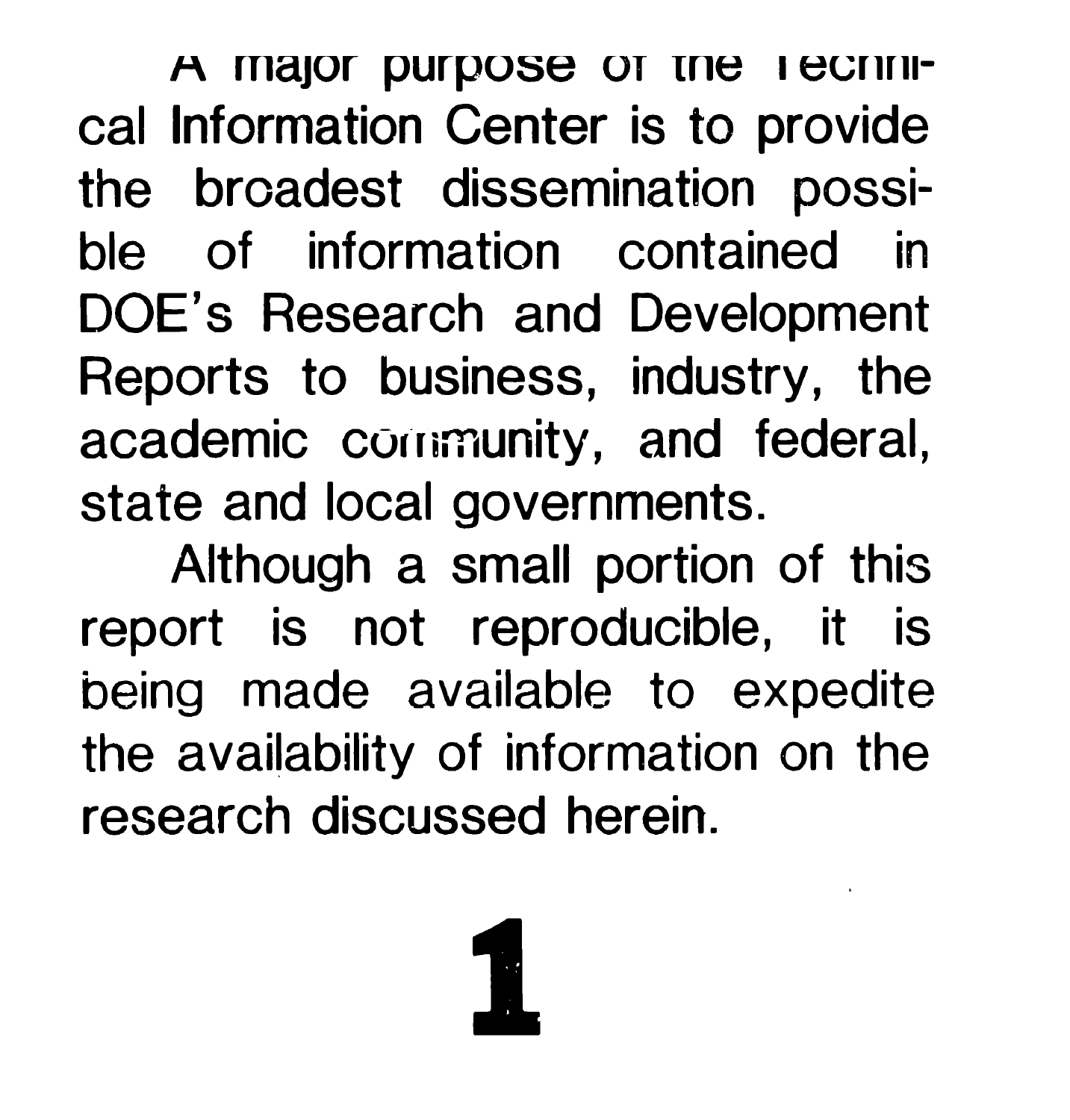A major purpose of the Technical Information Center is to provide the broadest dissemination possible of information contained in DOE's Research and Development Reports to business, industry, the academic community, and federal, state and local governments.

Although a small portion of this report is not reproducible, it is being made available to expedite the availability of information on the research discussed herein.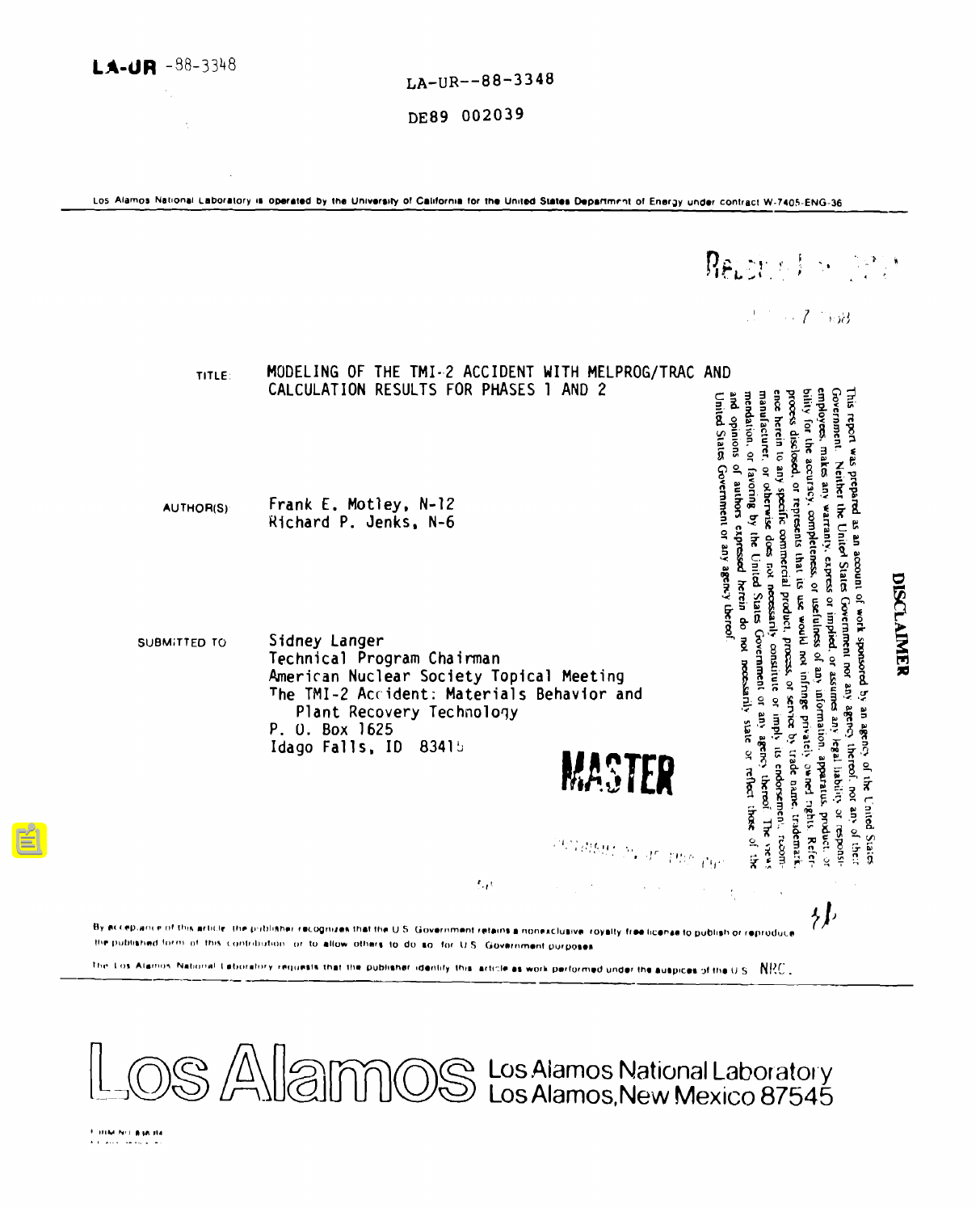**LA-UR** -88-3348

LA-UR--88-3348

DE89 002039

Los Alamos National Laboratory is operated by the University of California for the United States Department of Energy under contract W-7405-ENG-36

TITLE: MODELING OF THE TMI-2 ACCIDENT WITH MELPROG/TRAC AND CALCULATION RESULTS FOR PHASES 1 AND 2

AUTHOR(S): Frank E. Motley, N-12
Richard P. Jenks, N-6

SUBMITTED TO: Sidney Langer
Technical Program Chairman
American Nuclear Society Topical Meeting
The TMI-2 Accident: Materials Behavior and Plant Recovery Technology
P. O. Box 1625
Idago Falls, ID 83415

**DISCLAIMER**

This report was prepared as an account of work sponsored by an agency of the United States Government. Neither the United States Government nor any agency thereof, nor any of their employees, makes any warranty, express or implied, or assumes any legal liability or responsibility for the accuracy, completeness, or usefulness of any information, apparatus, product, or process disclosed, or represents that its use would not infringe privately owned rights. Reference herein to any specific commercial product, process, or service by trade name, trademark, manufacturer, or otherwise does not necessarily constitute or imply its endorsement, recommendation, or favoring by the United States Government or any agency thereof. The views and opinions of authors expressed herein do not necessarily state or reflect those of the United States Government or any agency thereof.

**MASTER**

By acceptance of this article, the publisher recognizes that the U.S. Government retains a nonexclusive, royalty-free license to publish or reproduce the published form of this contribution, or to allow others to do so, for U.S. Government purposes.

The Los Alamos National Laboratory requests that the publisher identify this article as work performed under the auspices of the U.S. NRC.

Los Alamos National Laboratory
Los Alamos, New Mexico 87545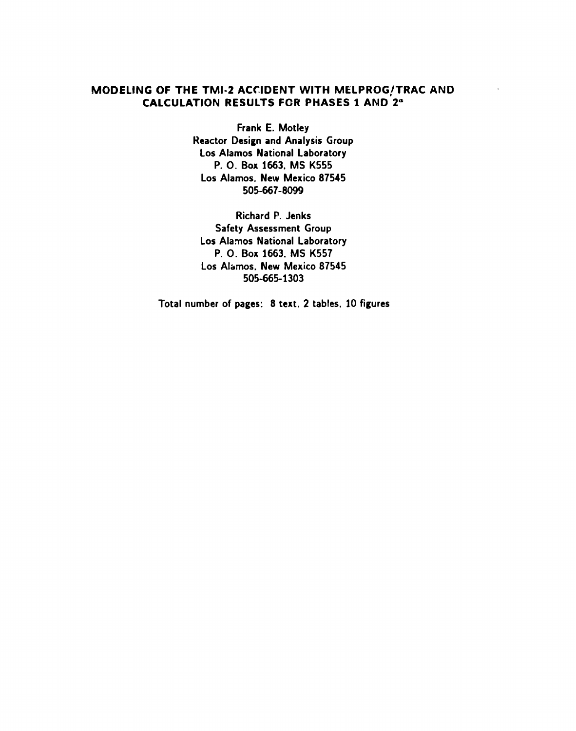# MODELING OF THE TMI-2 ACCIDENT WITH MELPROG/TRAC AND CALCULATION RESULTS FOR PHASES 1 AND 2[a]

Frank E. Motley
Reactor Design and Analysis Group
Los Alamos National Laboratory
P. O. Box 1663, MS K555
Los Alamos, New Mexico 87545
505-667-8099

Richard P. Jenks
Safety Assessment Group
Los Alamos National Laboratory
P. O. Box 1663, MS K557
Los Alamos, New Mexico 87545
505-665-1303

Total number of pages: 8 text, 2 tables, 10 figures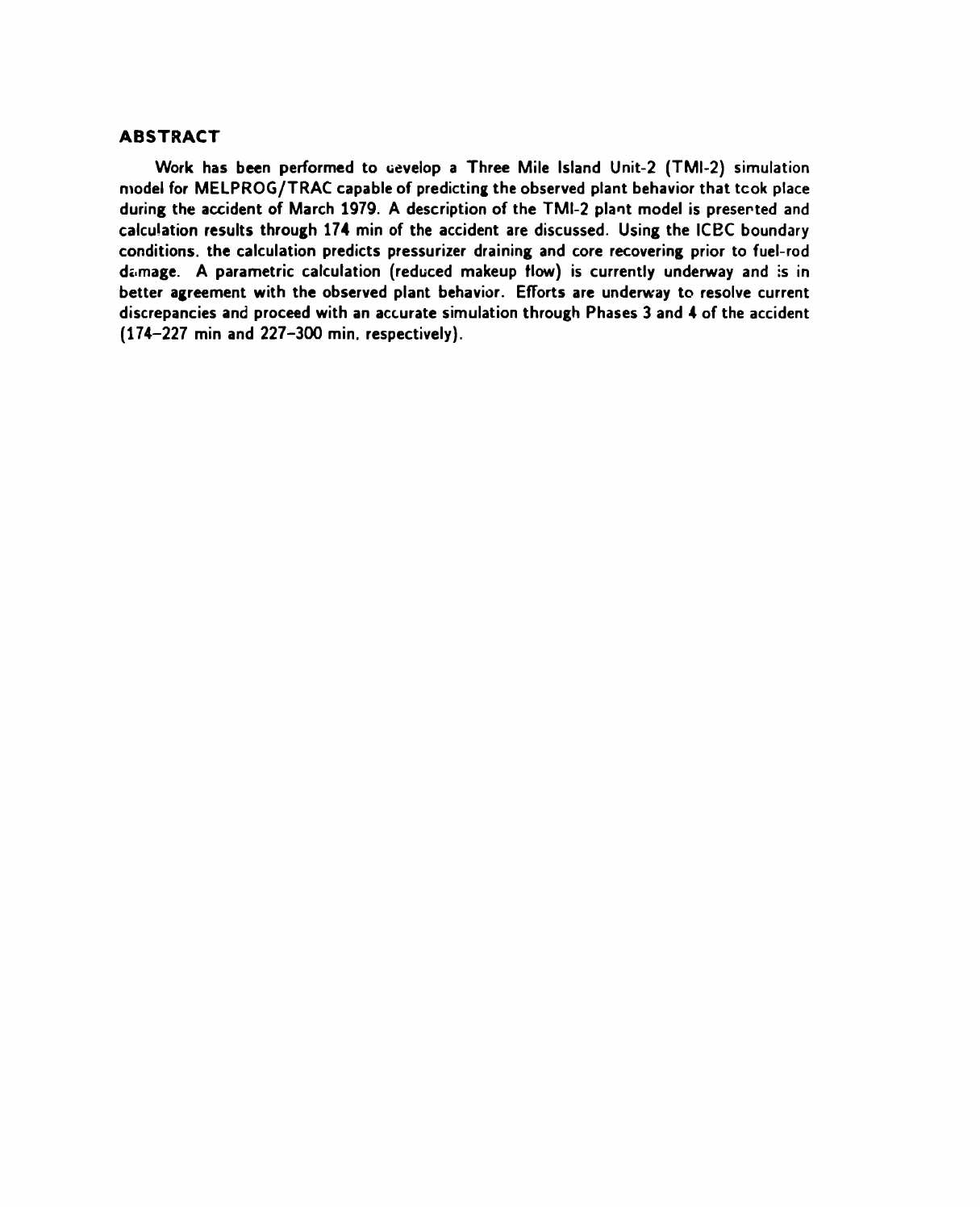## ABSTRACT

Work has been performed to develop a Three Mile Island Unit-2 (TMI-2) simulation model for MELPROG/TRAC capable of predicting the observed plant behavior that took place during the accident of March 1979. A description of the TMI-2 plant model is presented and calculation results through 174 min of the accident are discussed. Using the ICBC boundary conditions, the calculation predicts pressurizer draining and core recovering prior to fuel-rod damage. A parametric calculation (reduced makeup flow) is currently underway and is in better agreement with the observed plant behavior. Efforts are underway to resolve current discrepancies and proceed with an accurate simulation through Phases 3 and 4 of the accident (174–227 min and 227–300 min, respectively).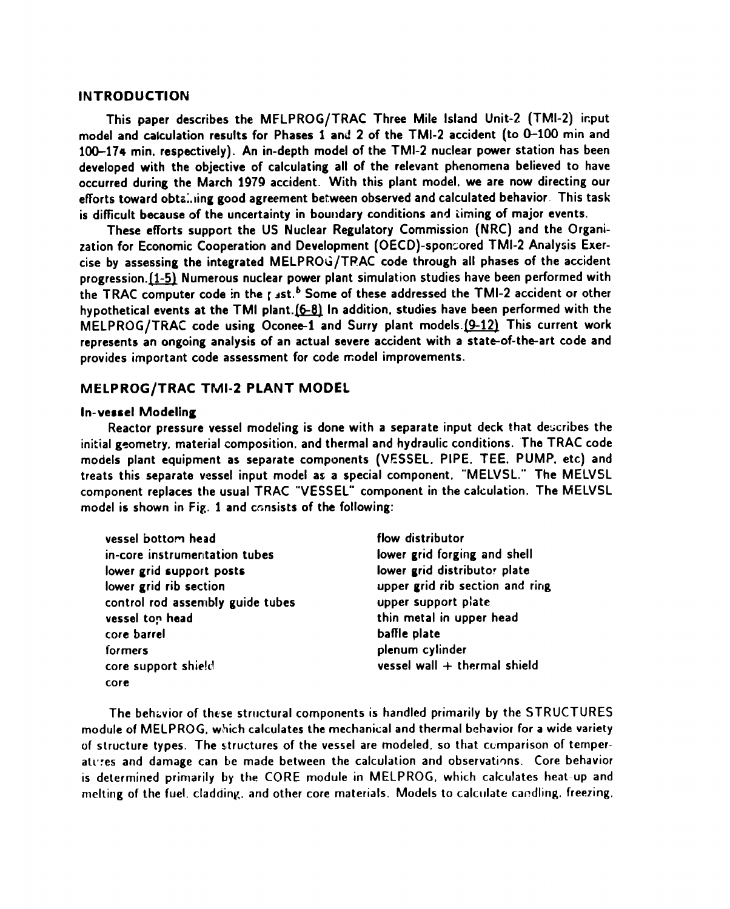## INTRODUCTION

This paper describes the MELPROG/TRAC Three Mile Island Unit-2 (TMI-2) input model and calculation results for Phases 1 and 2 of the TMI-2 accident (to 0–100 min and 100–174 min. respectively). An in-depth model of the TMI-2 nuclear power station has been developed with the objective of calculating all of the relevant phenomena believed to have occurred during the March 1979 accident. With this plant model, we are now directing our efforts toward obtaining good agreement between observed and calculated behavior. This task is difficult because of the uncertainty in boundary conditions and timing of major events.

These efforts support the US Nuclear Regulatory Commission (NRC) and the Organization for Economic Cooperation and Development (OECD)-sponsored TMI-2 Analysis Exercise by assessing the integrated MELPROG/TRAC code through all phases of the accident progression.(1-5) Numerous nuclear power plant simulation studies have been performed with the TRAC computer code in the past.[6] Some of these addressed the TMI-2 accident or other hypothetical events at the TMI plant.(6-8) In addition, studies have been performed with the MELPROG/TRAC code using Oconee-1 and Surry plant models.(9-12) This current work represents an ongoing analysis of an actual severe accident with a state-of-the-art code and provides important code assessment for code model improvements.

## MELPROG/TRAC TMI-2 PLANT MODEL

### In-vessel Modeling

Reactor pressure vessel modeling is done with a separate input deck that describes the initial geometry, material composition, and thermal and hydraulic conditions. The TRAC code models plant equipment as separate components (VESSEL, PIPE, TEE, PUMP, etc) and treats this separate vessel input model as a special component, "MELVSL." The MELVSL component replaces the usual TRAC "VESSEL" component in the calculation. The MELVSL model is shown in Fig. 1 and consists of the following:

- vessel bottom head
- in-core instrumentation tubes
- lower grid support posts
- lower grid rib section
- control rod assembly guide tubes
- vessel top head
- core barrel
- formers
- core support shield
- core
- flow distributor
- lower grid forging and shell
- lower grid distributor plate
- upper grid rib section and ring
- upper support plate
- thin metal in upper head
- baffle plate
- plenum cylinder
- vessel wall + thermal shield

The behavior of these structural components is handled primarily by the STRUCTURES module of MELPROG, which calculates the mechanical and thermal behavior for a wide variety of structure types. The structures of the vessel are modeled, so that comparison of temperatures and damage can be made between the calculation and observations. Core behavior is determined primarily by the CORE module in MELPROG, which calculates heat-up and melting of the fuel, cladding, and other core materials. Models to calculate candling, freezing,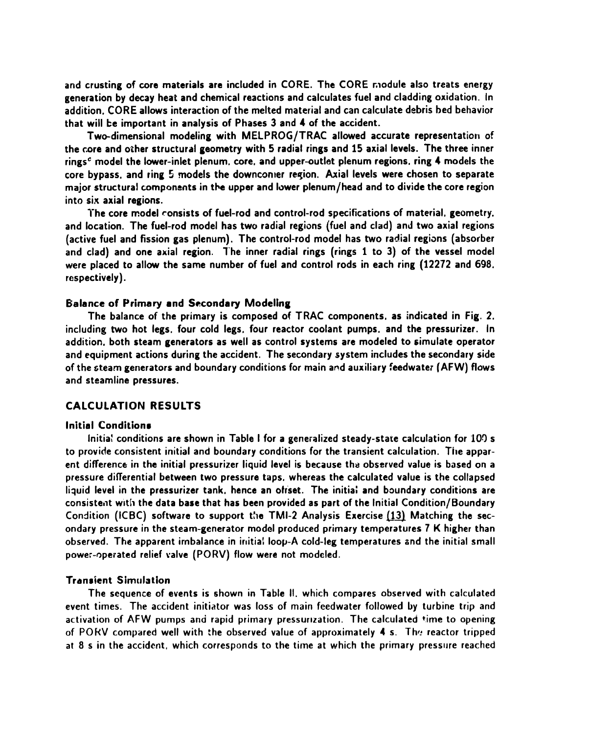and crusting of core materials are included in CORE. The CORE module also treats energy generation by decay heat and chemical reactions and calculates fuel and cladding oxidation. In addition, CORE allows interaction of the melted material and can calculate debris bed behavior that will be important in analysis of Phases 3 and 4 of the accident.

Two-dimensional modeling with MELPROG/TRAC allowed accurate representation of the core and other structural geometry with 5 radial rings and 15 axial levels. The three inner rings[c] model the lower-inlet plenum, core, and upper-outlet plenum regions, ring 4 models the core bypass, and ring 5 models the downcomer region. Axial levels were chosen to separate major structural components in the upper and lower plenum/head and to divide the core region into six axial regions.

The core model consists of fuel-rod and control-rod specifications of material, geometry, and location. The fuel-rod model has two radial regions (fuel and clad) and two axial regions (active fuel and fission gas plenum). The control-rod model has two radial regions (absorber and clad) and one axial region. The inner radial rings (rings 1 to 3) of the vessel model were placed to allow the same number of fuel and control rods in each ring (12272 and 698, respectively).

### Balance of Primary and Secondary Modeling

The balance of the primary is composed of TRAC components, as indicated in Fig. 2, including two hot legs, four cold legs, four reactor coolant pumps, and the pressurizer. In addition, both steam generators as well as control systems are modeled to simulate operator and equipment actions during the accident. The secondary system includes the secondary side of the steam generators and boundary conditions for main and auxiliary feedwater (AFW) flows and steamline pressures.

## CALCULATION RESULTS

### Initial Conditions

Initial conditions are shown in Table I for a generalized steady-state calculation for 100 s to provide consistent initial and boundary conditions for the transient calculation. The apparent difference in the initial pressurizer liquid level is because the observed value is based on a pressure differential between two pressure taps, whereas the calculated value is the collapsed liquid level in the pressurizer tank, hence an offset. The initial and boundary conditions are consistent with the data base that has been provided as part of the Initial Condition/Boundary Condition (ICBC) software to support the TMI-2 Analysis Exercise (13). Matching the secondary pressure in the steam-generator model produced primary temperatures 7 K higher than observed. The apparent imbalance in initial loop-A cold-leg temperatures and the initial small power-operated relief valve (PORV) flow were not modeled.

### Transient Simulation

The sequence of events is shown in Table II, which compares observed with calculated event times. The accident initiator was loss of main feedwater followed by turbine trip and activation of AFW pumps and rapid primary pressurization. The calculated time to opening of PORV compared well with the observed value of approximately 4 s. The reactor tripped at 8 s in the accident, which corresponds to the time at which the primary pressure reached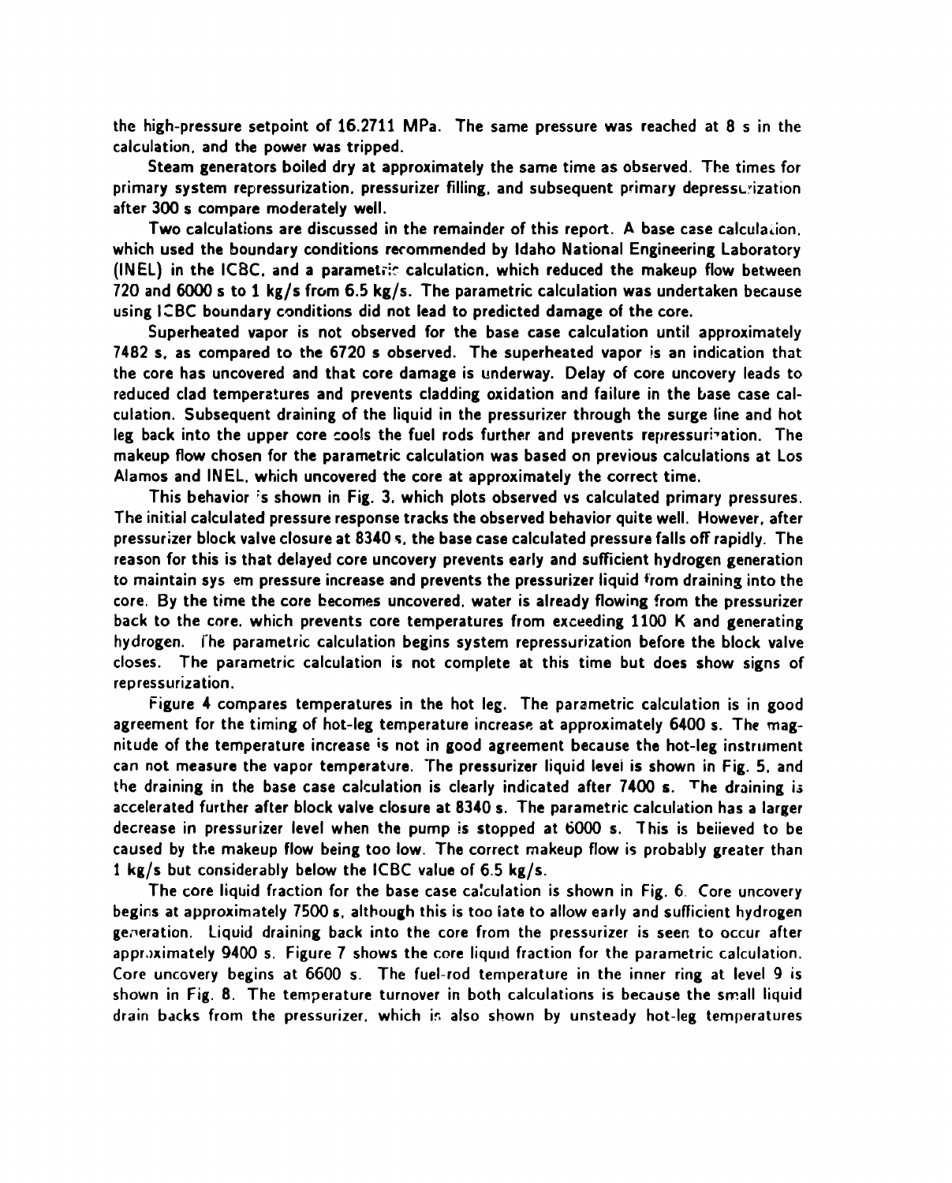the high-pressure setpoint of 16.2711 MPa. The same pressure was reached at 8 s in the calculation, and the power was tripped.

Steam generators boiled dry at approximately the same time as observed. The times for primary system repressurization, pressurizer filling, and subsequent primary depressurization after 300 s compare moderately well.

Two calculations are discussed in the remainder of this report. A base case calculation, which used the boundary conditions recommended by Idaho National Engineering Laboratory (INEL) in the ICBC, and a parametric calculation, which reduced the makeup flow between 720 and 6000 s to 1 kg/s from 6.5 kg/s. The parametric calculation was undertaken because using ICBC boundary conditions did not lead to predicted damage of the core.

Superheated vapor is not observed for the base case calculation until approximately 7482 s, as compared to the 6720 s observed. The superheated vapor is an indication that the core has uncovered and that core damage is underway. Delay of core uncovery leads to reduced clad temperatures and prevents cladding oxidation and failure in the base case calculation. Subsequent draining of the liquid in the pressurizer through the surge line and hot leg back into the upper core cools the fuel rods further and prevents repressurization. The makeup flow chosen for the parametric calculation was based on previous calculations at Los Alamos and INEL, which uncovered the core at approximately the correct time.

This behavior is shown in Fig. 3, which plots observed vs calculated primary pressures. The initial calculated pressure response tracks the observed behavior quite well. However, after pressurizer block valve closure at 8340 s, the base case calculated pressure falls off rapidly. The reason for this is that delayed core uncovery prevents early and sufficient hydrogen generation to maintain system pressure increase and prevents the pressurizer liquid from draining into the core. By the time the core becomes uncovered, water is already flowing from the pressurizer back to the core, which prevents core temperatures from exceeding 1100 K and generating hydrogen. The parametric calculation begins system repressurization before the block valve closes. The parametric calculation is not complete at this time but does show signs of repressurization.

Figure 4 compares temperatures in the hot leg. The parametric calculation is in good agreement for the timing of hot-leg temperature increase at approximately 6400 s. The magnitude of the temperature increase is not in good agreement because the hot-leg instrument can not measure the vapor temperature. The pressurizer liquid level is shown in Fig. 5, and the draining in the base case calculation is clearly indicated after 7400 s. The draining is accelerated further after block valve closure at 8340 s. The parametric calculation has a larger decrease in pressurizer level when the pump is stopped at 6000 s. This is believed to be caused by the makeup flow being too low. The correct makeup flow is probably greater than 1 kg/s but considerably below the ICBC value of 6.5 kg/s.

The core liquid fraction for the base case calculation is shown in Fig. 6. Core uncovery begins at approximately 7500 s, although this is too late to allow early and sufficient hydrogen generation. Liquid draining back into the core from the pressurizer is seen to occur after approximately 9400 s. Figure 7 shows the core liquid fraction for the parametric calculation. Core uncovery begins at 6600 s. The fuel-rod temperature in the inner ring at level 9 is shown in Fig. 8. The temperature turnover in both calculations is because the small liquid drain backs from the pressurizer, which is also shown by unsteady hot-leg temperatures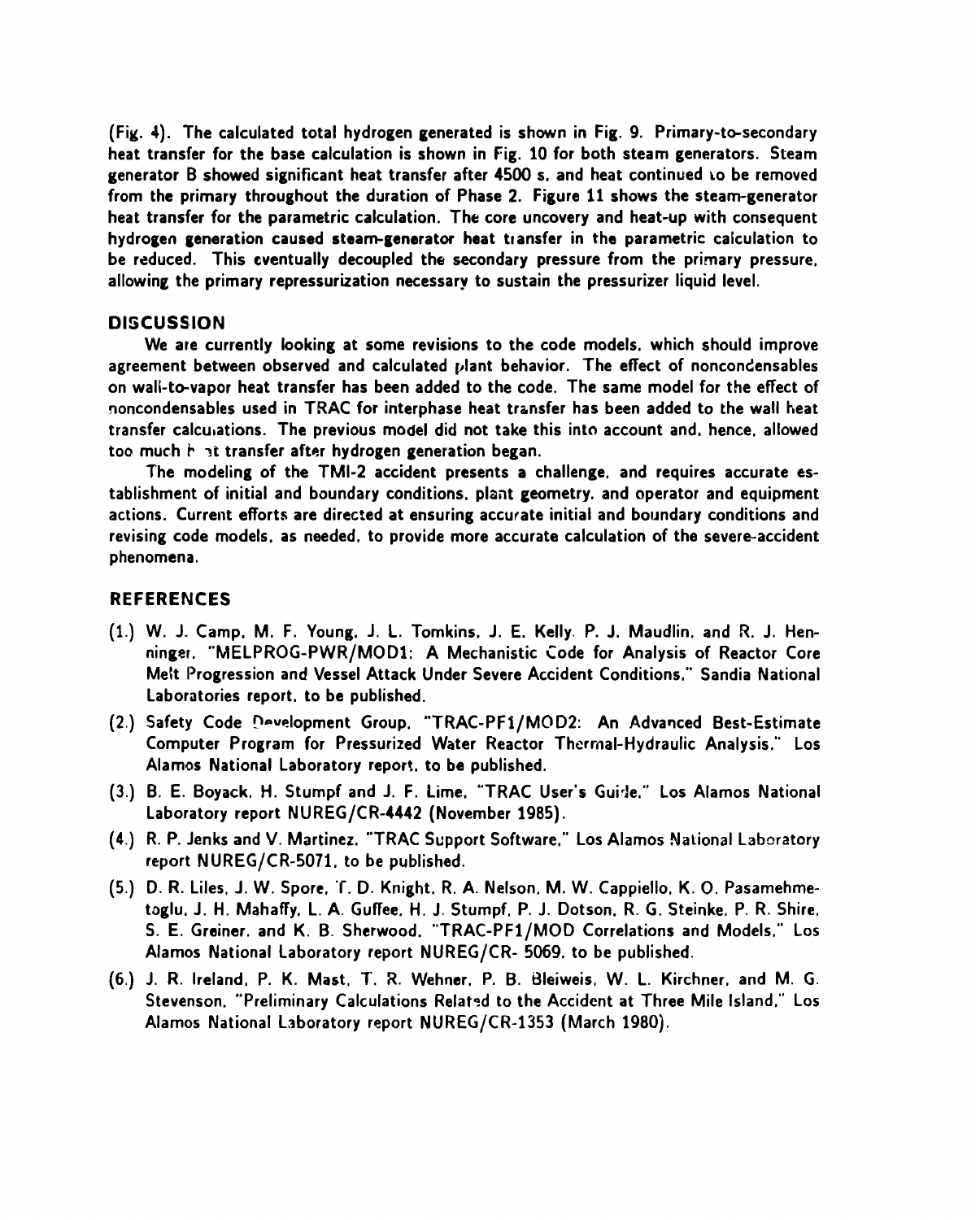(Fig. 4). The calculated total hydrogen generated is shown in Fig. 9. Primary-to-secondary heat transfer for the base calculation is shown in Fig. 10 for both steam generators. Steam generator B showed significant heat transfer after 4500 s, and heat continued to be removed from the primary throughout the duration of Phase 2. Figure 11 shows the steam-generator heat transfer for the parametric calculation. The core uncovery and heat-up with consequent hydrogen generation caused steam-generator heat transfer in the parametric calculation to be reduced. This eventually decoupled the secondary pressure from the primary pressure, allowing the primary repressurization necessary to sustain the pressurizer liquid level.

## DISCUSSION

We are currently looking at some revisions to the code models, which should improve agreement between observed and calculated plant behavior. The effect of noncondensables on wall-to-vapor heat transfer has been added to the code. The same model for the effect of noncondensables used in TRAC for interphase heat transfer has been added to the wall heat transfer calculations. The previous model did not take this into account and, hence, allowed too much heat transfer after hydrogen generation began.

The modeling of the TMI-2 accident presents a challenge, and requires accurate establishment of initial and boundary conditions, plant geometry, and operator and equipment actions. Current efforts are directed at ensuring accurate initial and boundary conditions and revising code models, as needed, to provide more accurate calculation of the severe-accident phenomena.

## REFERENCES

(1.) W. J. Camp, M. F. Young, J. L. Tomkins, J. E. Kelly, P. J. Maudlin, and R. J. Henninger, "MELPROG-PWR/MOD1: A Mechanistic Code for Analysis of Reactor Core Melt Progression and Vessel Attack Under Severe Accident Conditions," Sandia National Laboratories report, to be published.

(2.) Safety Code Development Group, "TRAC-PF1/MOD2: An Advanced Best-Estimate Computer Program for Pressurized Water Reactor Thermal-Hydraulic Analysis," Los Alamos National Laboratory report, to be published.

(3.) B. E. Boyack, H. Stumpf and J. F. Lime, "TRAC User's Guide," Los Alamos National Laboratory report NUREG/CR-4442 (November 1985).

(4.) R. P. Jenks and V. Martinez, "TRAC Support Software," Los Alamos National Laboratory report NUREG/CR-5071, to be published.

(5.) D. R. Liles, J. W. Spore, T. D. Knight, R. A. Nelson, M. W. Cappiello, K. O. Pasamehmetoglu, J. H. Mahaffy, L. A. Guffee, H. J. Stumpf, P. J. Dotson, R. G. Steinke, P. R. Shire, S. E. Greiner, and K. B. Sherwood, "TRAC-PF1/MOD Correlations and Models," Los Alamos National Laboratory report NUREG/CR- 5069, to be published.

(6.) J. R. Ireland, P. K. Mast, T. R. Wehner, P. B. Bleiweis, W. L. Kirchner, and M. G. Stevenson, "Preliminary Calculations Related to the Accident at Three Mile Island," Los Alamos National Laboratory report NUREG/CR-1353 (March 1980).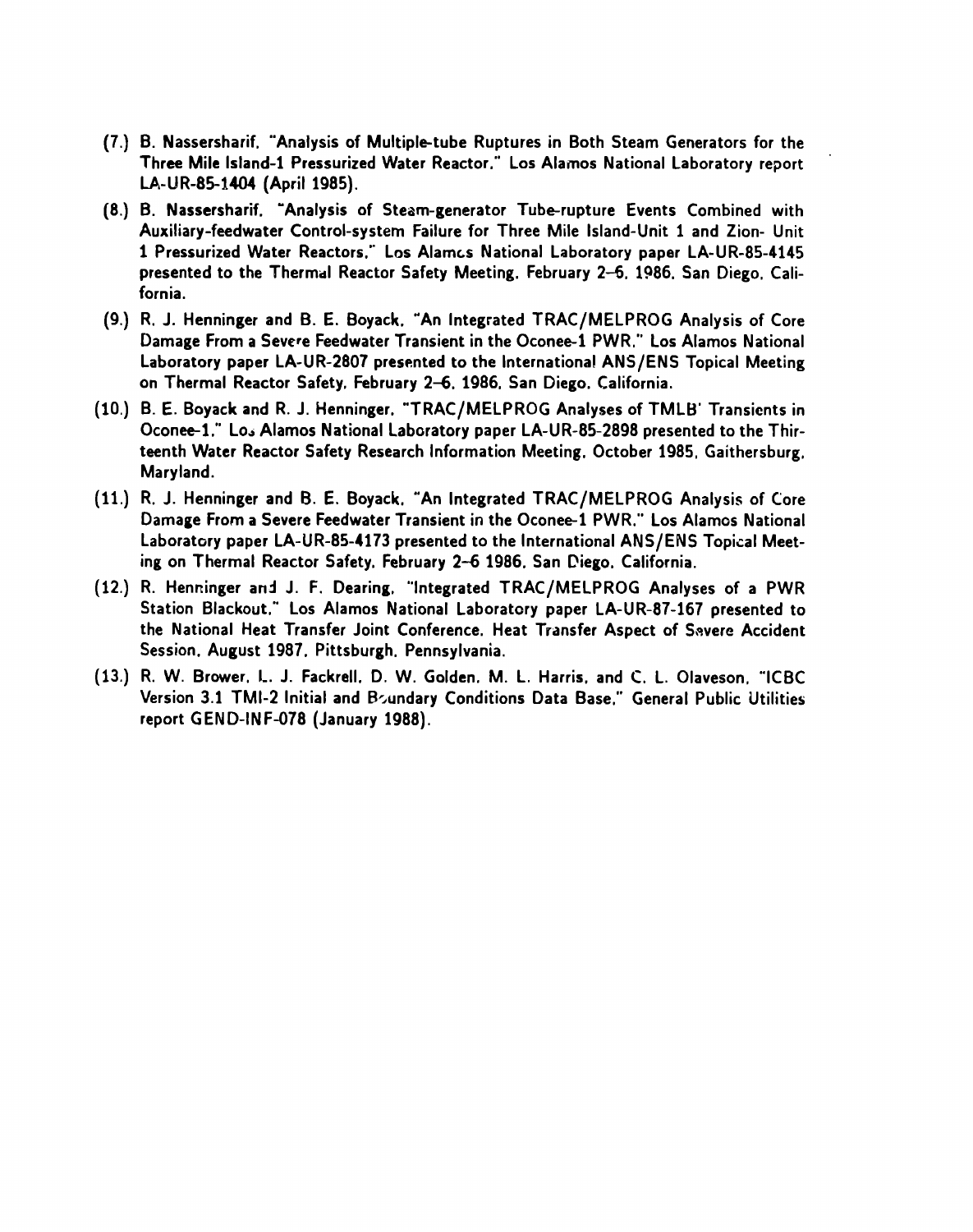(7.) B. Nassersharif. "Analysis of Multiple-tube Ruptures in Both Steam Generators for the Three Mile Island-1 Pressurized Water Reactor." Los Alamos National Laboratory report LA-UR-85-1404 (April 1985).

(8.) B. Nassersharif. "Analysis of Steam-generator Tube-rupture Events Combined with Auxiliary-feedwater Control-system Failure for Three Mile Island-Unit 1 and Zion- Unit 1 Pressurized Water Reactors." Los Alamos National Laboratory paper LA-UR-85-4145 presented to the Thermal Reactor Safety Meeting. February 2–6. 1986. San Diego. California.

(9.) R. J. Henninger and B. E. Boyack. "An Integrated TRAC/MELPROG Analysis of Core Damage From a Severe Feedwater Transient in the Oconee-1 PWR." Los Alamos National Laboratory paper LA-UR-2807 presented to the International ANS/ENS Topical Meeting on Thermal Reactor Safety. February 2–6. 1986. San Diego. California.

(10.) B. E. Boyack and R. J. Henninger. "TRAC/MELPROG Analyses of TMLB' Transients in Oconee-1." Los Alamos National Laboratory paper LA-UR-85-2898 presented to the Thirteenth Water Reactor Safety Research Information Meeting. October 1985. Gaithersburg. Maryland.

(11.) R. J. Henninger and B. E. Boyack. "An Integrated TRAC/MELPROG Analysis of Core Damage From a Severe Feedwater Transient in the Oconee-1 PWR." Los Alamos National Laboratory paper LA-UR-85-4173 presented to the International ANS/ENS Topical Meeting on Thermal Reactor Safety. February 2–6 1986. San Diego. California.

(12.) R. Henninger and J. F. Dearing. "Integrated TRAC/MELPROG Analyses of a PWR Station Blackout." Los Alamos National Laboratory paper LA-UR-87-167 presented to the National Heat Transfer Joint Conference. Heat Transfer Aspect of Severe Accident Session. August 1987. Pittsburgh. Pennsylvania.

(13.) R. W. Brower. L. J. Fackrell. D. W. Golden. M. L. Harris. and C. L. Olaveson. "ICBC Version 3.1 TMI-2 Initial and Boundary Conditions Data Base." General Public Utilities report GEND-INF-078 (January 1988).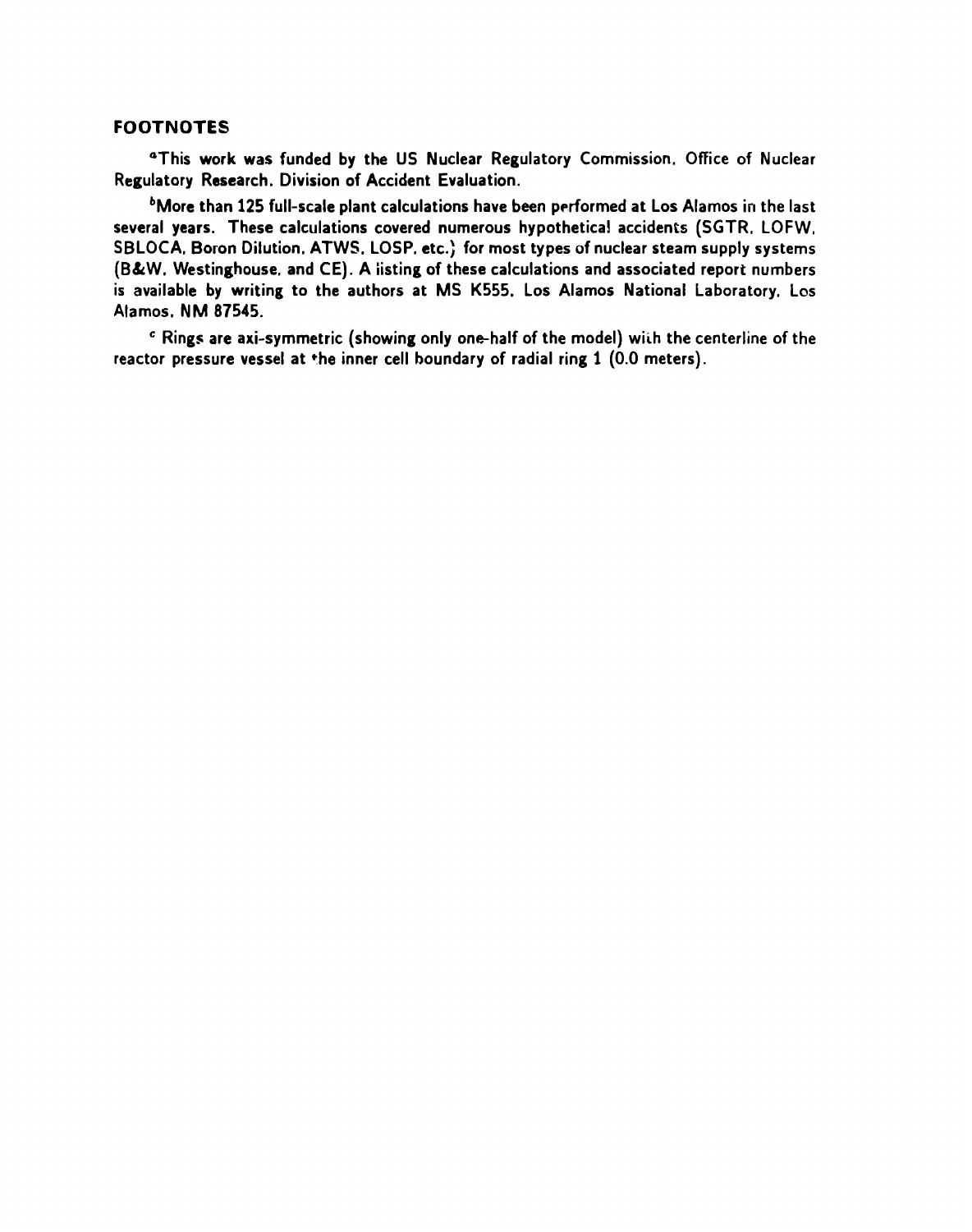## FOOTNOTES

[a]This work was funded by the US Nuclear Regulatory Commission, Office of Nuclear Regulatory Research, Division of Accident Evaluation.

[b]More than 125 full-scale plant calculations have been performed at Los Alamos in the last several years. These calculations covered numerous hypothetical accidents (SGTR, LOFW, SBLOCA, Boron Dilution, ATWS, LOSP, etc.) for most types of nuclear steam supply systems (B&W, Westinghouse, and CE). A listing of these calculations and associated report numbers is available by writing to the authors at MS K555, Los Alamos National Laboratory, Los Alamos, NM 87545.

[c] Rings are axi-symmetric (showing only one-half of the model) with the centerline of the reactor pressure vessel at the inner cell boundary of radial ring 1 (0.0 meters).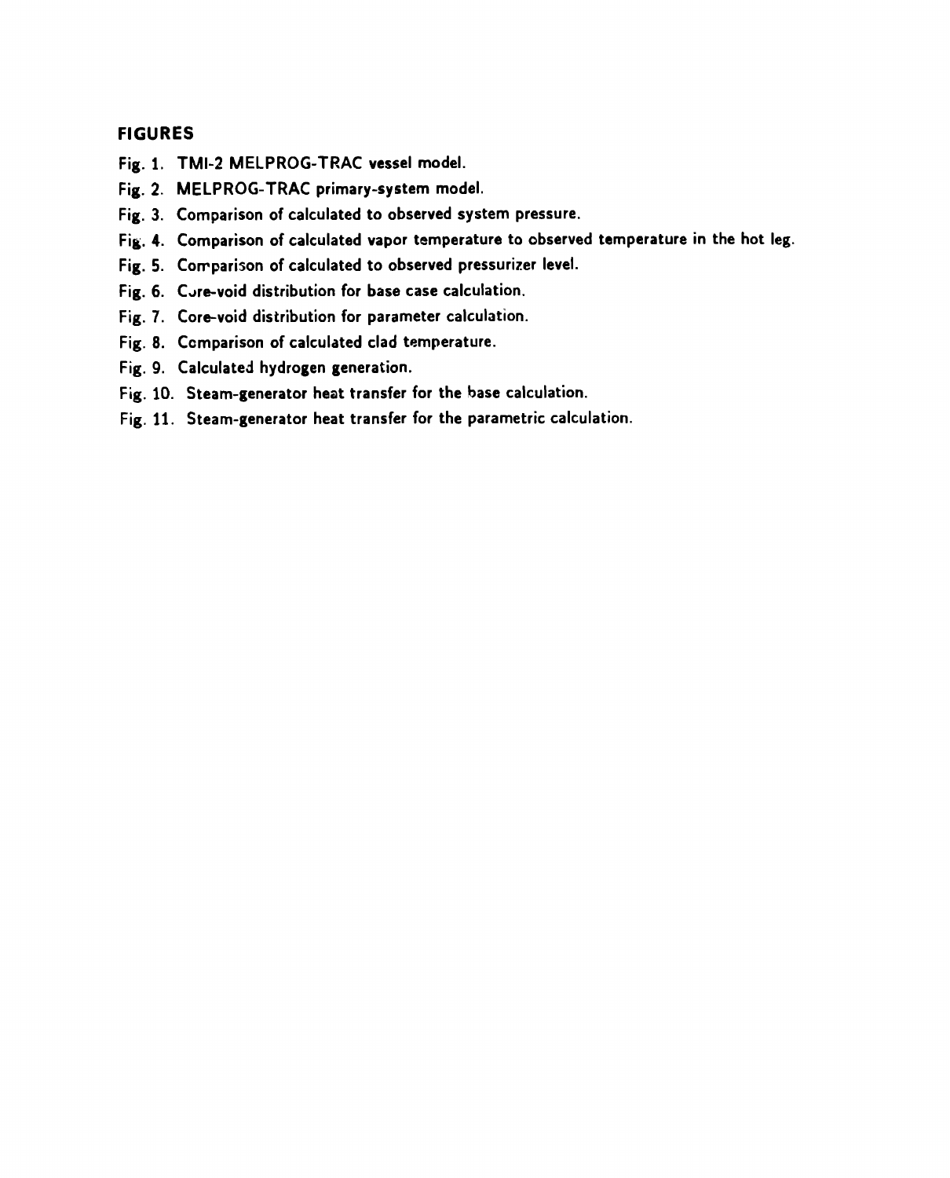## FIGURES

Fig. 1. TMI-2 MELPROG-TRAC vessel model.

Fig. 2. MELPROG-TRAC primary-system model.

Fig. 3. Comparison of calculated to observed system pressure.

Fig. 4. Comparison of calculated vapor temperature to observed temperature in the hot leg.

Fig. 5. Comparison of calculated to observed pressurizer level.

Fig. 6. Core-void distribution for base case calculation.

Fig. 7. Core-void distribution for parameter calculation.

Fig. 8. Comparison of calculated clad temperature.

Fig. 9. Calculated hydrogen generation.

Fig. 10. Steam-generator heat transfer for the base calculation.

Fig. 11. Steam-generator heat transfer for the parametric calculation.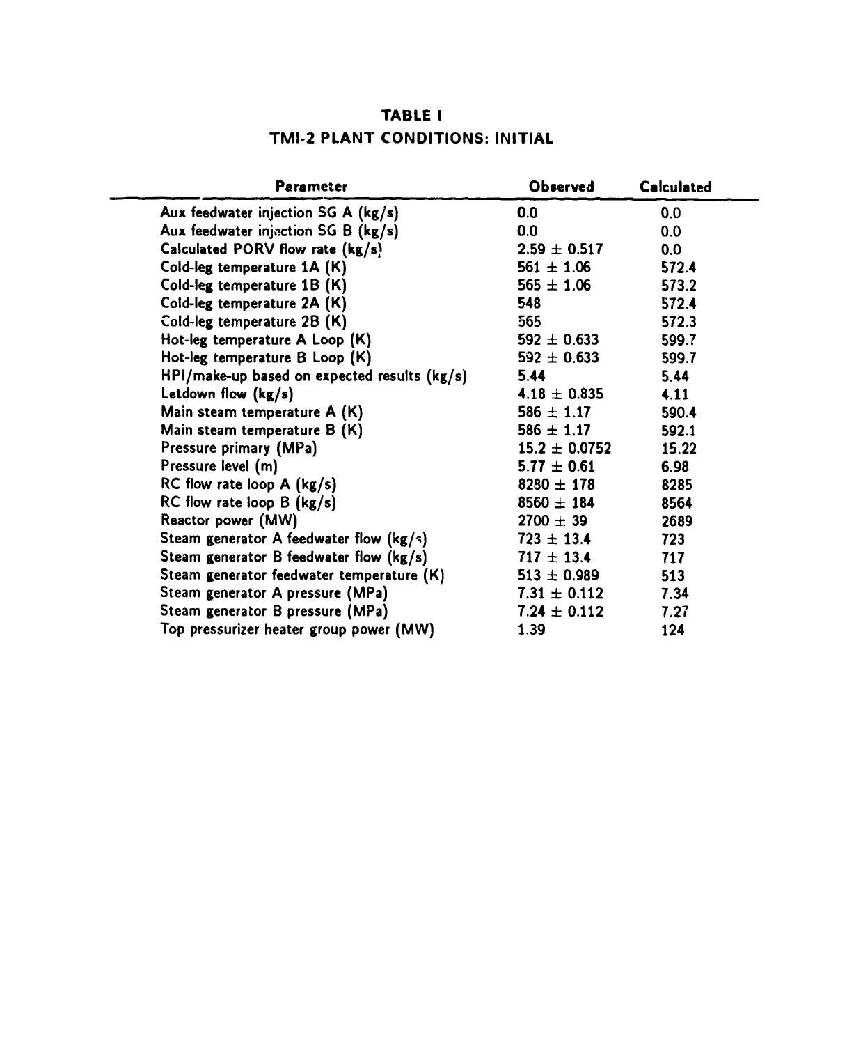**TABLE I**

**TMI-2 PLANT CONDITIONS: INITIAL**

| Parameter | Observed | Calculated |
|---|---|---|
| Aux feedwater injection SG A (kg/s) | 0.0 | 0.0 |
| Aux feedwater injection SG B (kg/s) | 0.0 | 0.0 |
| Calculated PORV flow rate (kg/s) | 2.59 ± 0.517 | 0.0 |
| Cold-leg temperature 1A (K) | 561 ± 1.06 | 572.4 |
| Cold-leg temperature 1B (K) | 565 ± 1.06 | 573.2 |
| Cold-leg temperature 2A (K) | 548 | 572.4 |
| Cold-leg temperature 2B (K) | 565 | 572.3 |
| Hot-leg temperature A Loop (K) | 592 ± 0.633 | 599.7 |
| Hot-leg temperature B Loop (K) | 592 ± 0.633 | 599.7 |
| HPI/make-up based on expected results (kg/s) | 5.44 | 5.44 |
| Letdown flow (kg/s) | 4.18 ± 0.835 | 4.11 |
| Main steam temperature A (K) | 586 ± 1.17 | 590.4 |
| Main steam temperature B (K) | 586 ± 1.17 | 592.1 |
| Pressure primary (MPa) | 15.2 ± 0.0752 | 15.22 |
| Pressure level (m) | 5.77 ± 0.61 | 6.98 |
| RC flow rate loop A (kg/s) | 8280 ± 178 | 8285 |
| RC flow rate loop B (kg/s) | 8560 ± 184 | 8564 |
| Reactor power (MW) | 2700 ± 39 | 2689 |
| Steam generator A feedwater flow (kg/s) | 723 ± 13.4 | 723 |
| Steam generator B feedwater flow (kg/s) | 717 ± 13.4 | 717 |
| Steam generator feedwater temperature (K) | 513 ± 0.989 | 513 |
| Steam generator A pressure (MPa) | 7.31 ± 0.112 | 7.34 |
| Steam generator B pressure (MPa) | 7.24 ± 0.112 | 7.27 |
| Top pressurizer heater group power (MW) | 1.39 | 124 |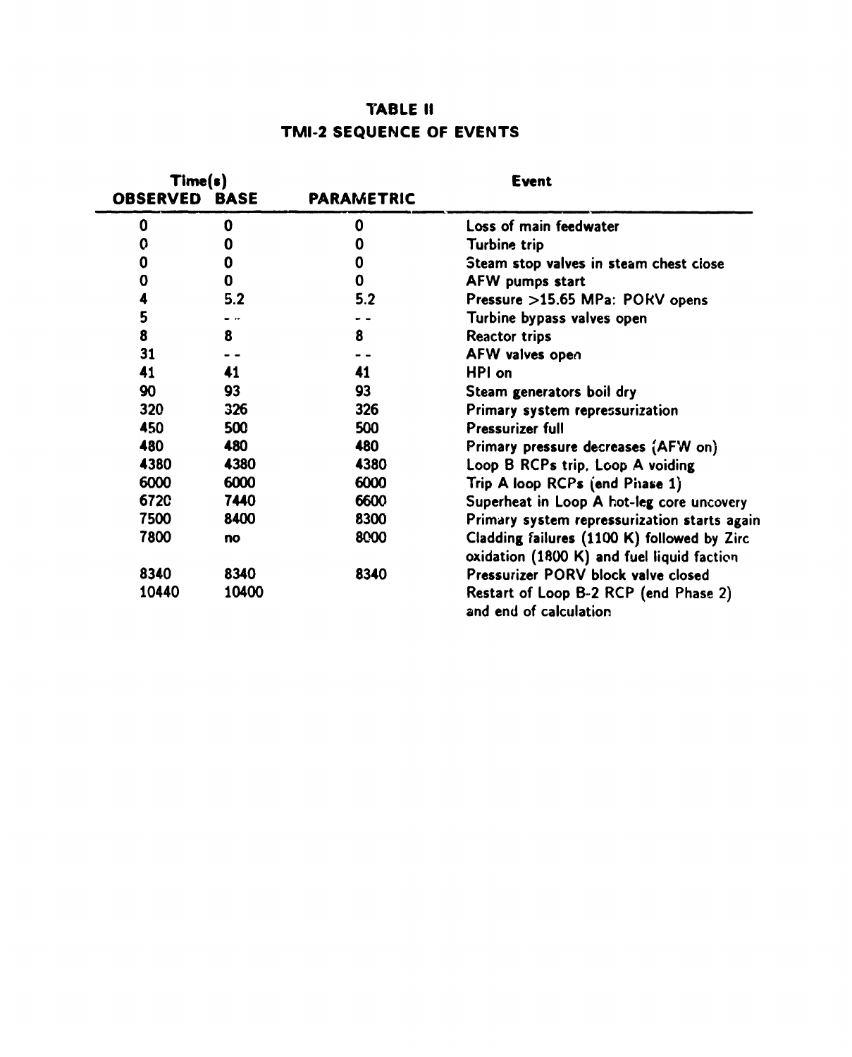## TABLE II
## TMI-2 SEQUENCE OF EVENTS

| Time(s) | | | Event |
|---|---|---|---|
| OBSERVED | BASE | PARAMETRIC | |
| 0 | 0 | 0 | Loss of main feedwater |
| 0 | 0 | 0 | Turbine trip |
| 0 | 0 | 0 | Steam stop valves in steam chest close |
| 0 | 0 | 0 | AFW pumps start |
| 4 | 5.2 | 5.2 | Pressure >15.65 MPa: PORV opens |
| 5 | - - | - - | Turbine bypass valves open |
| 8 | 8 | 8 | Reactor trips |
| 31 | - - | - - | AFW valves open |
| 41 | 41 | 41 | HPI on |
| 90 | 93 | 93 | Steam generators boil dry |
| 320 | 326 | 326 | Primary system repressurization |
| 450 | 500 | 500 | Pressurizer full |
| 480 | 480 | 480 | Primary pressure decreases (AFW on) |
| 4380 | 4380 | 4380 | Loop B RCPs trip, Loop A voiding |
| 6000 | 6000 | 6000 | Trip A loop RCPs (end Phase 1) |
| 6720 | 7440 | 6600 | Superheat in Loop A hot-leg core uncovery |
| 7500 | 8400 | 8300 | Primary system repressurization starts again |
| 7800 | no | 8000 | Cladding failures (1100 K) followed by Zirc oxidation (1800 K) and fuel liquid faction |
| 8340 | 8340 | 8340 | Pressurizer PORV block valve closed |
| 10440 | 10400 | | Restart of Loop B-2 RCP (end Phase 2) and end of calculation |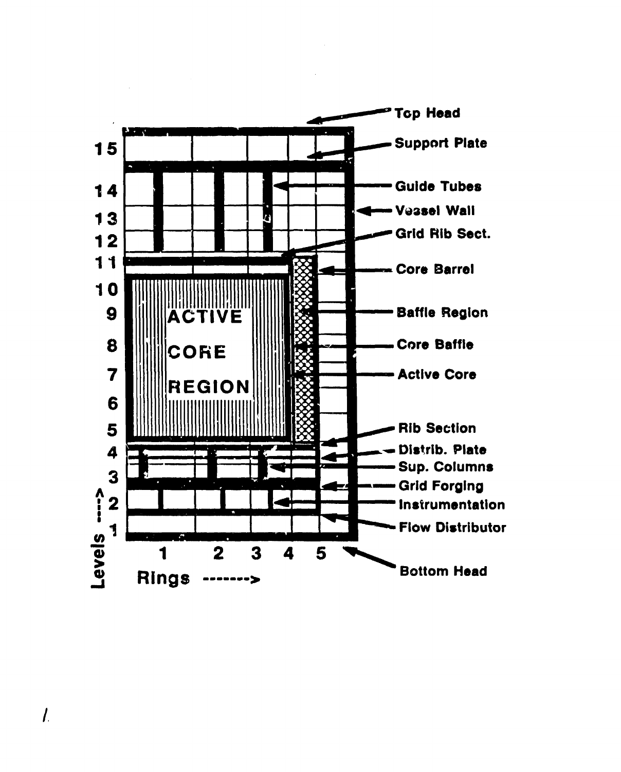Top Head

Support Plate

Guide Tubes

Vessel Wall

Grid Rib Sect.

Core Barrel

Baffle Region

Core Baffle

Active Core

Rib Section

Distrib. Plate

Sup. Columns

Grid Forging

Instrumentation

Flow Distributor

Bottom Head

ACTIVE CORE REGION

Levels ----> 1 2 3 4 5 6 7 8 9 10 11 12 13 14 15

Rings -------> 1 2 3 4 5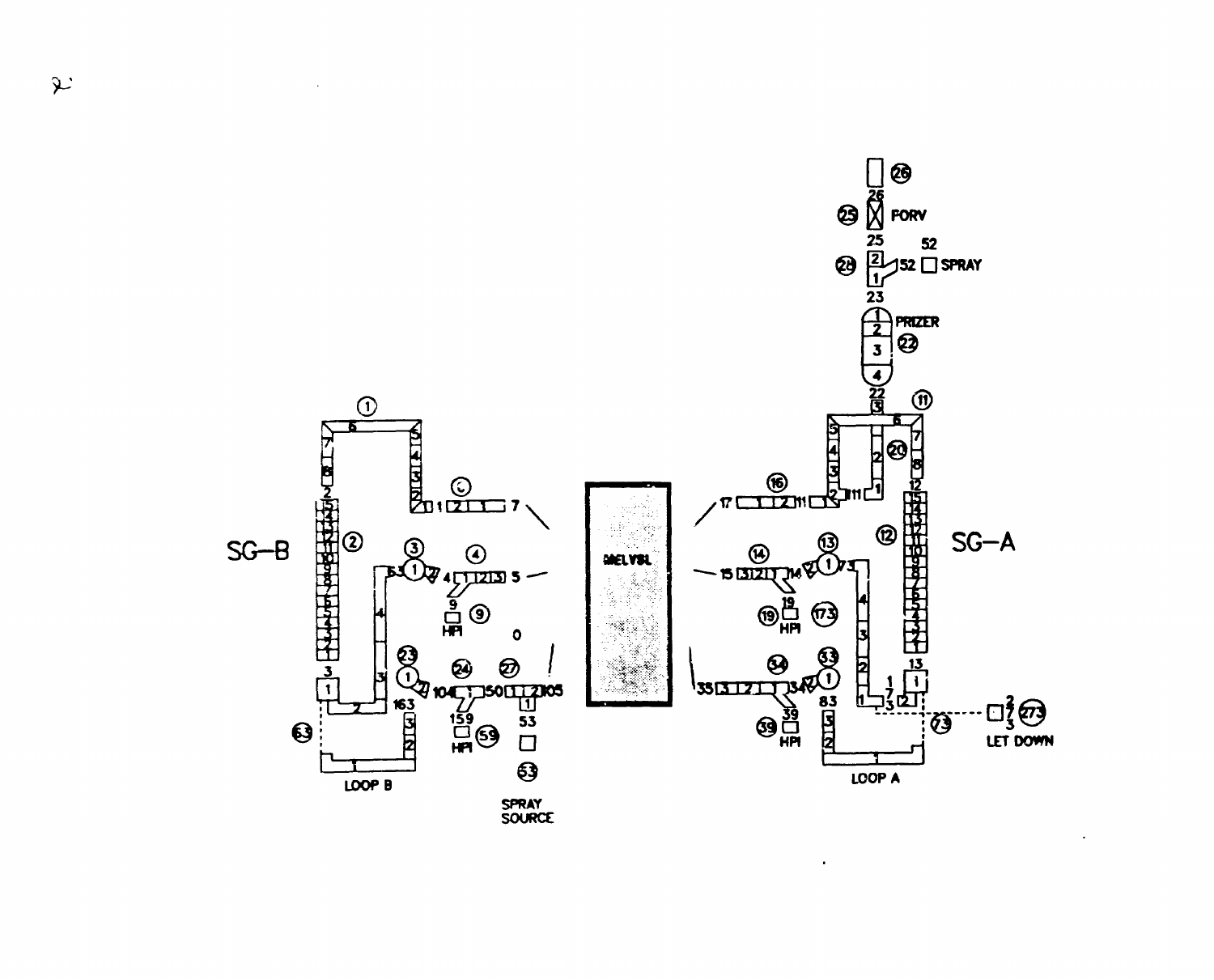PORV

SPRAY

PRIZER

SG-B

SG-A

RELVSL

HPI

HPI

HPI

HPI

LET DOWN

LOOP B

LOOP A

SPRAY SOURCE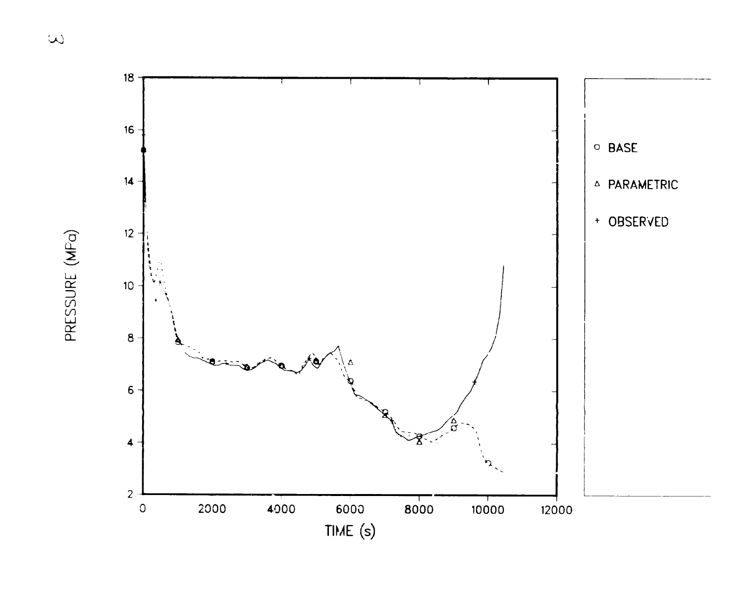PRESSURE (MPa)

TIME (s)

○ BASE

△ PARAMETRIC

+ OBSERVED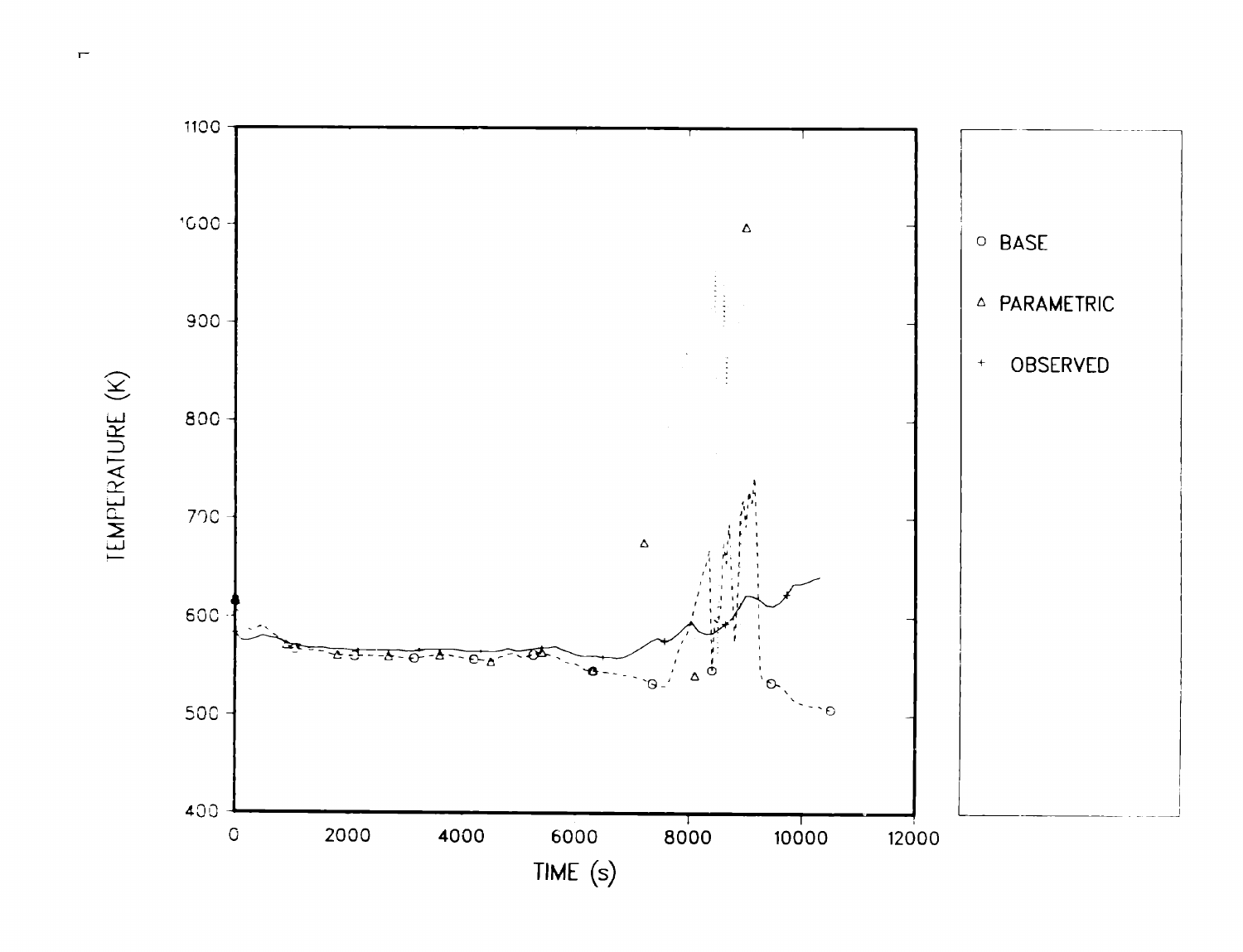TEMPERATURE (K)

TIME (s)

○ BASE

△ PARAMETRIC

+ OBSERVED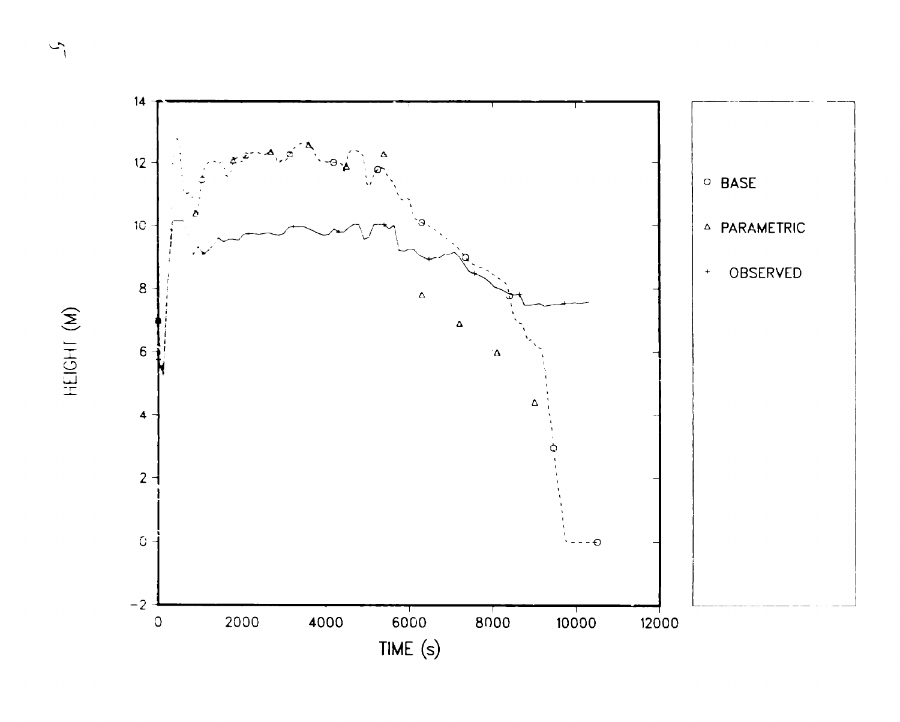HEIGHT (M)

TIME (s)

○ BASE

△ PARAMETRIC

\+ OBSERVED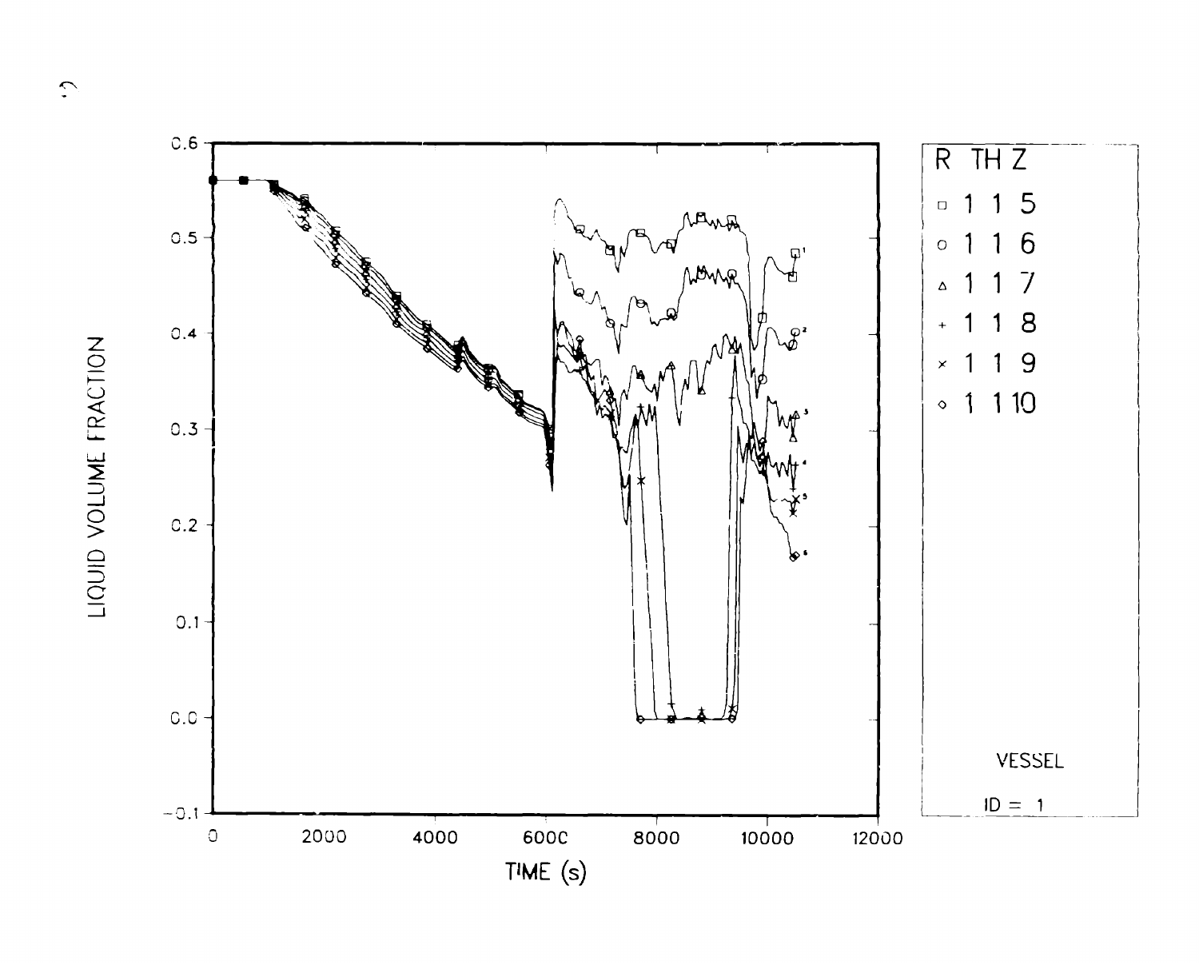LIQUID VOLUME FRACTION

TIME (s)

| R | TH | Z |
|---|---|---|
| □ 1 | 1 | 5 |
| ○ 1 | 1 | 6 |
| △ 1 | 1 | 7 |
| + 1 | 1 | 8 |
| × 1 | 1 | 9 |
| ◇ 1 | 1 | 10 |

VESSEL

ID = 1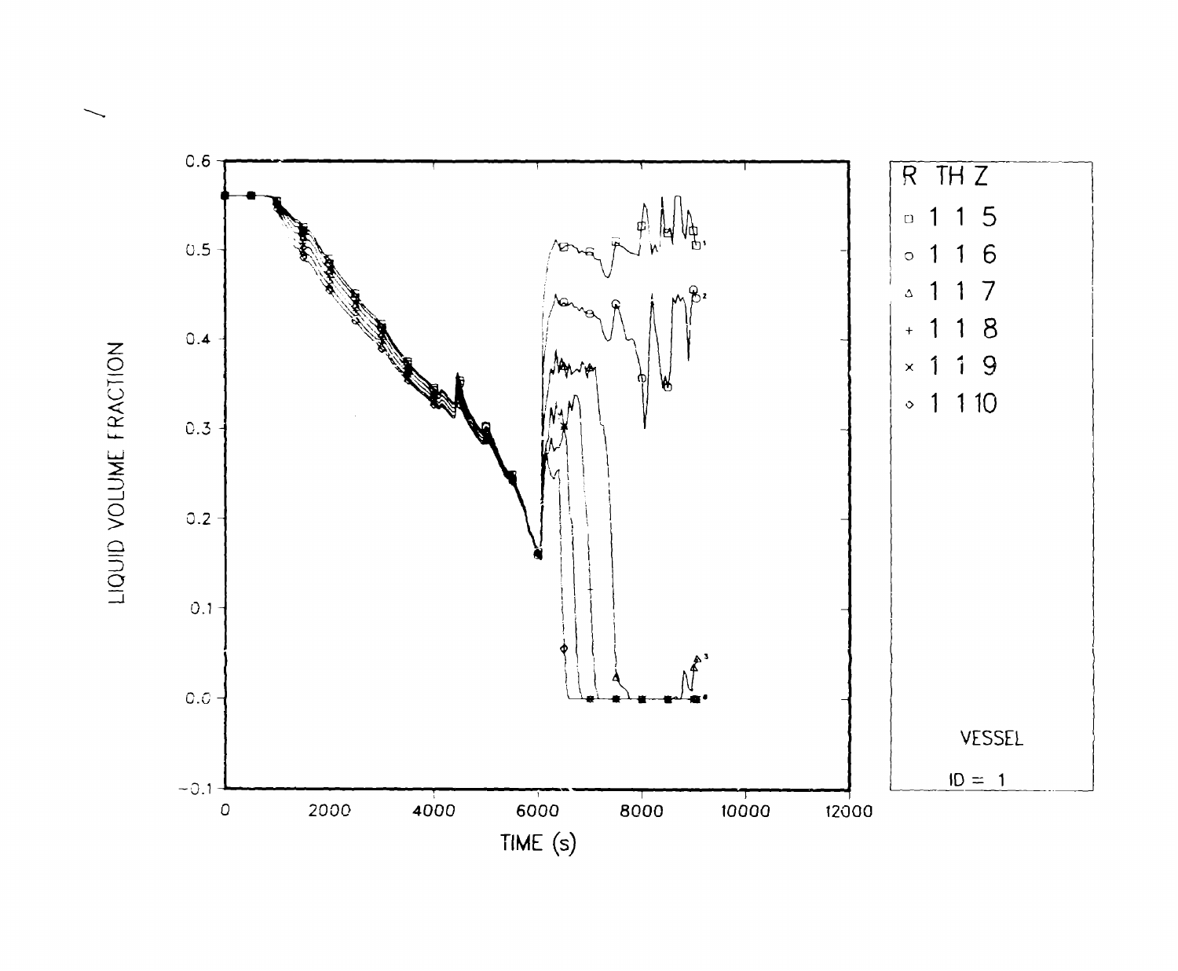LIQUID VOLUME FRACTION

TIME (s)

| R | TH | Z |
|---|---|---|
| □ 1 | 1 | 5 |
| ○ 1 | 1 | 6 |
| △ 1 | 1 | 7 |
| + 1 | 1 | 8 |
| × 1 | 1 | 9 |
| ◇ 1 | 1 | 10 |

VESSEL

ID = 1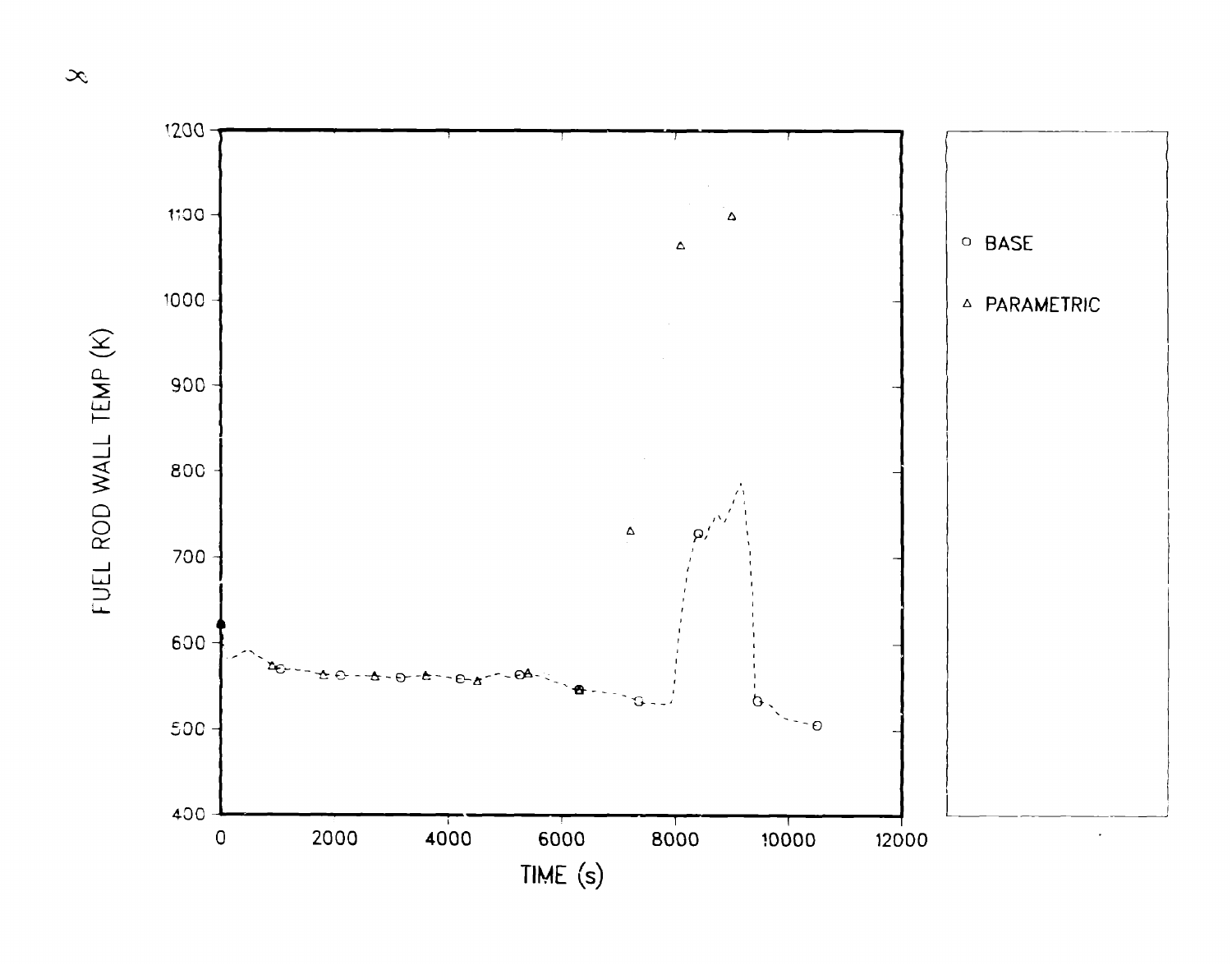FUEL ROD WALL TEMP (K)

TIME (s)

○ BASE

△ PARAMETRIC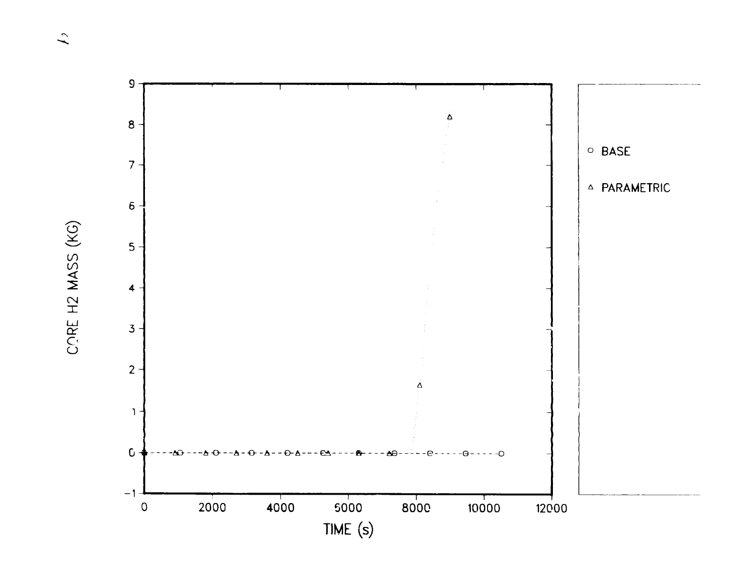| Time (s) | BASE core $H_2$ mass (kg) | PARAMETRIC core $H_2$ mass (kg) |
|---|---|---|
| 0 | 0 | 0 |
| ~900 | | 0 |
| ~1050 | 0 | |
| ~1800 | | 0 |
| ~2100 | 0 | |
| ~2700 | | 0 |
| ~3150 | 0 | |
| ~3600 | | 0 |
| ~4200 | 0 | |
| ~4500 | | 0 |
| ~5250 | 0 | |
| ~5400 | | 0 |
| ~6300 | 0 | 0 |
| ~7200 | | 0 |
| ~7350 | 0 | |
| ~8100 | | ~1.6 |
| ~8400 | 0 | |
| ~9000 | | ~8.2 |
| ~9450 | 0 | |
| ~10500 | 0 | |

CORE H2 MASS (KG) vs. TIME (s); legend: ○ BASE, △ PARAMETRIC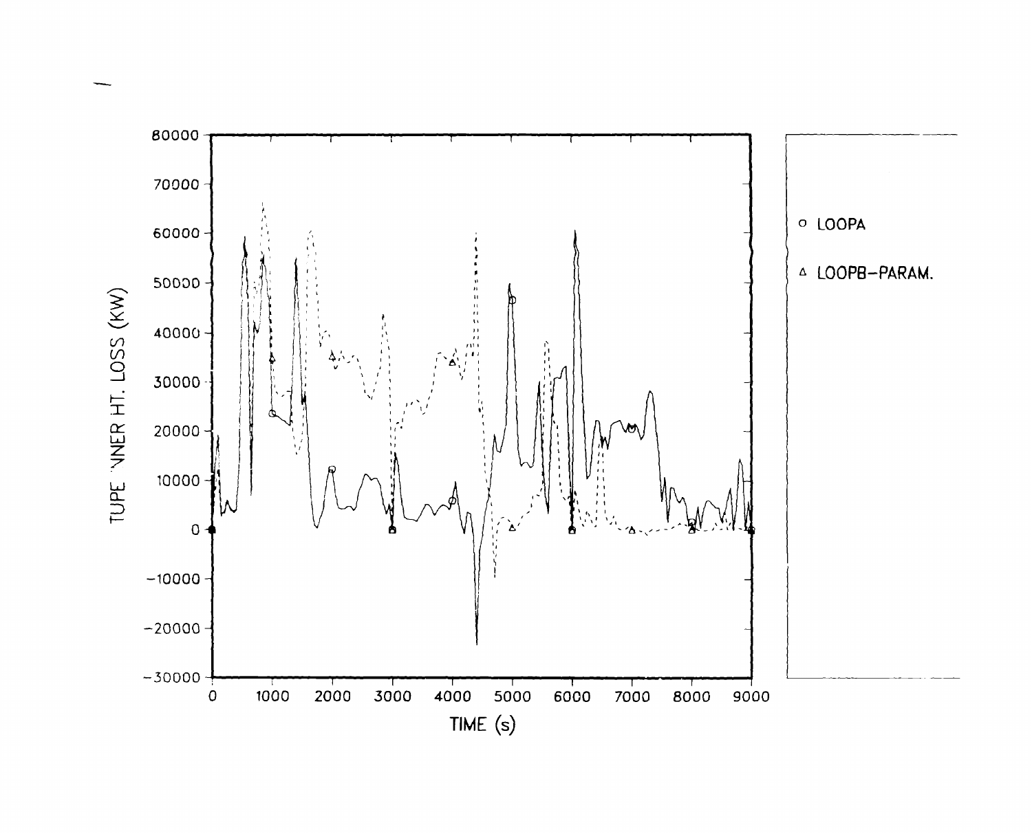80000
70000
60000
50000
40000
30000
20000
10000
0
−10000
−20000
−30000

TUPE 'NNER HT. LOSS (KW)

0 1000 2000 3000 4000 5000 6000 7000 8000 9000

TIME (s)

○ LOOPA

△ LOOPB−PARAM.